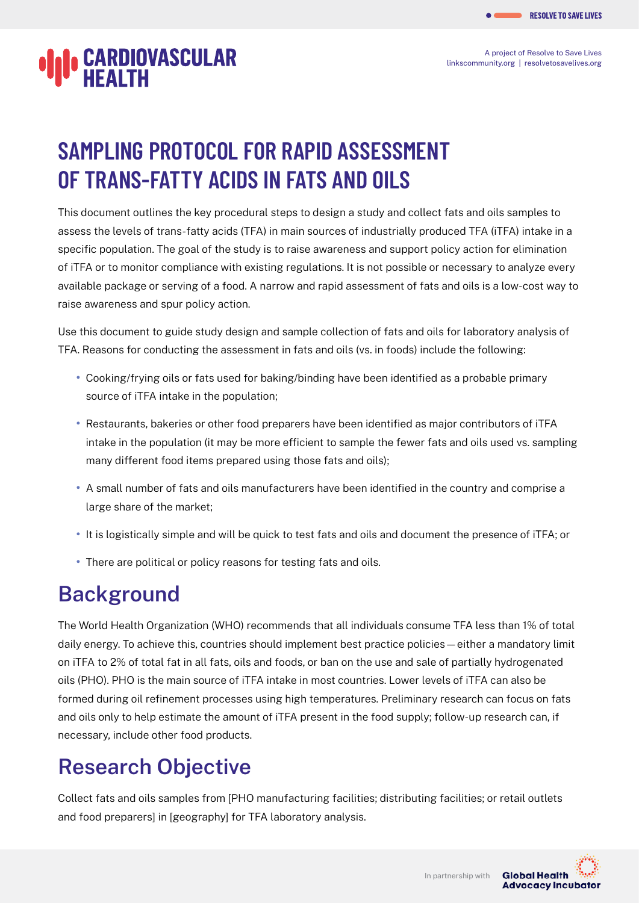# CARDIOVASCULAR HEALTH

A project of Resolve to Save Lives
linkscommunity.org | resolvetosavelives.org

# SAMPLING PROTOCOL FOR RAPID ASSESSMENT OF TRANS-FATTY ACIDS IN FATS AND OILS

This document outlines the key procedural steps to design a study and collect fats and oils samples to assess the levels of trans-fatty acids (TFA) in main sources of industrially produced TFA (iTFA) intake in a specific population. The goal of the study is to raise awareness and support policy action for elimination of iTFA or to monitor compliance with existing regulations. It is not possible or necessary to analyze every available package or serving of a food. A narrow and rapid assessment of fats and oils is a low-cost way to raise awareness and spur policy action.

Use this document to guide study design and sample collection of fats and oils for laboratory analysis of TFA. Reasons for conducting the assessment in fats and oils (vs. in foods) include the following:

- Cooking/frying oils or fats used for baking/binding have been identified as a probable primary source of iTFA intake in the population;
- Restaurants, bakeries or other food preparers have been identified as major contributors of iTFA intake in the population (it may be more efficient to sample the fewer fats and oils used vs. sampling many different food items prepared using those fats and oils);
- A small number of fats and oils manufacturers have been identified in the country and comprise a large share of the market;
- It is logistically simple and will be quick to test fats and oils and document the presence of iTFA; or
- There are political or policy reasons for testing fats and oils.

## Background

The World Health Organization (WHO) recommends that all individuals consume TFA less than 1% of total daily energy. To achieve this, countries should implement best practice policies — either a mandatory limit on iTFA to 2% of total fat in all fats, oils and foods, or ban on the use and sale of partially hydrogenated oils (PHO). PHO is the main source of iTFA intake in most countries. Lower levels of iTFA can also be formed during oil refinement processes using high temperatures. Preliminary research can focus on fats and oils only to help estimate the amount of iTFA present in the food supply; follow-up research can, if necessary, include other food products.

## Research Objective

Collect fats and oils samples from [PHO manufacturing facilities; distributing facilities; or retail outlets and food preparers] in [geography] for TFA laboratory analysis.

In partnership with Global Health Advocacy Incubator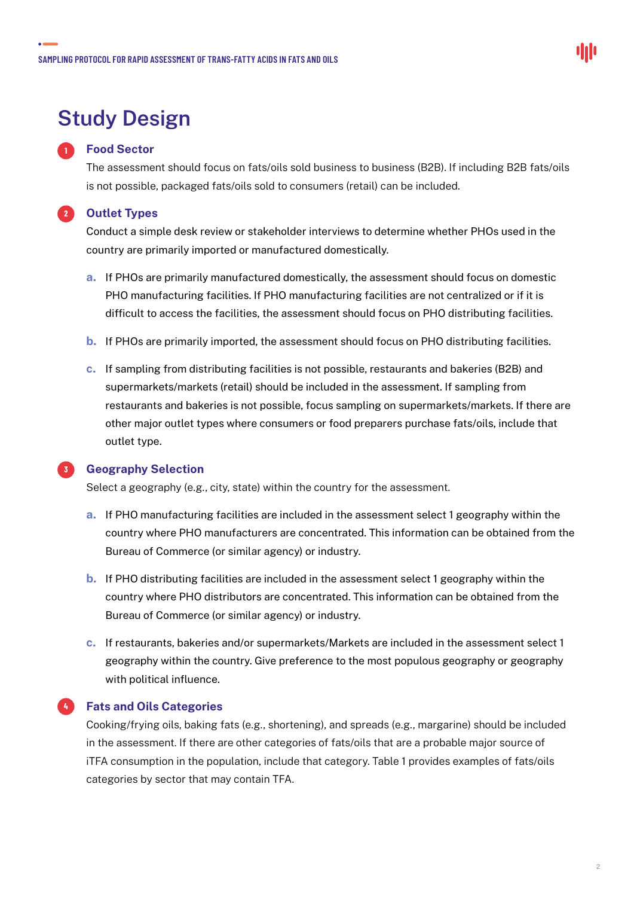# Study Design

## 1 Food Sector

The assessment should focus on fats/oils sold business to business (B2B). If including B2B fats/oils is not possible, packaged fats/oils sold to consumers (retail) can be included.

## 2 Outlet Types

Conduct a simple desk review or stakeholder interviews to determine whether PHOs used in the country are primarily imported or manufactured domestically.

a. If PHOs are primarily manufactured domestically, the assessment should focus on domestic PHO manufacturing facilities. If PHO manufacturing facilities are not centralized or if it is difficult to access the facilities, the assessment should focus on PHO distributing facilities.

b. If PHOs are primarily imported, the assessment should focus on PHO distributing facilities.

c. If sampling from distributing facilities is not possible, restaurants and bakeries (B2B) and supermarkets/markets (retail) should be included in the assessment. If sampling from restaurants and bakeries is not possible, focus sampling on supermarkets/markets. If there are other major outlet types where consumers or food preparers purchase fats/oils, include that outlet type.

## 3 Geography Selection

Select a geography (e.g., city, state) within the country for the assessment.

a. If PHO manufacturing facilities are included in the assessment select 1 geography within the country where PHO manufacturers are concentrated. This information can be obtained from the Bureau of Commerce (or similar agency) or industry.

b. If PHO distributing facilities are included in the assessment select 1 geography within the country where PHO distributors are concentrated. This information can be obtained from the Bureau of Commerce (or similar agency) or industry.

c. If restaurants, bakeries and/or supermarkets/Markets are included in the assessment select 1 geography within the country. Give preference to the most populous geography or geography with political influence.

## 4 Fats and Oils Categories

Cooking/frying oils, baking fats (e.g., shortening), and spreads (e.g., margarine) should be included in the assessment. If there are other categories of fats/oils that are a probable major source of iTFA consumption in the population, include that category. Table 1 provides examples of fats/oils categories by sector that may contain TFA.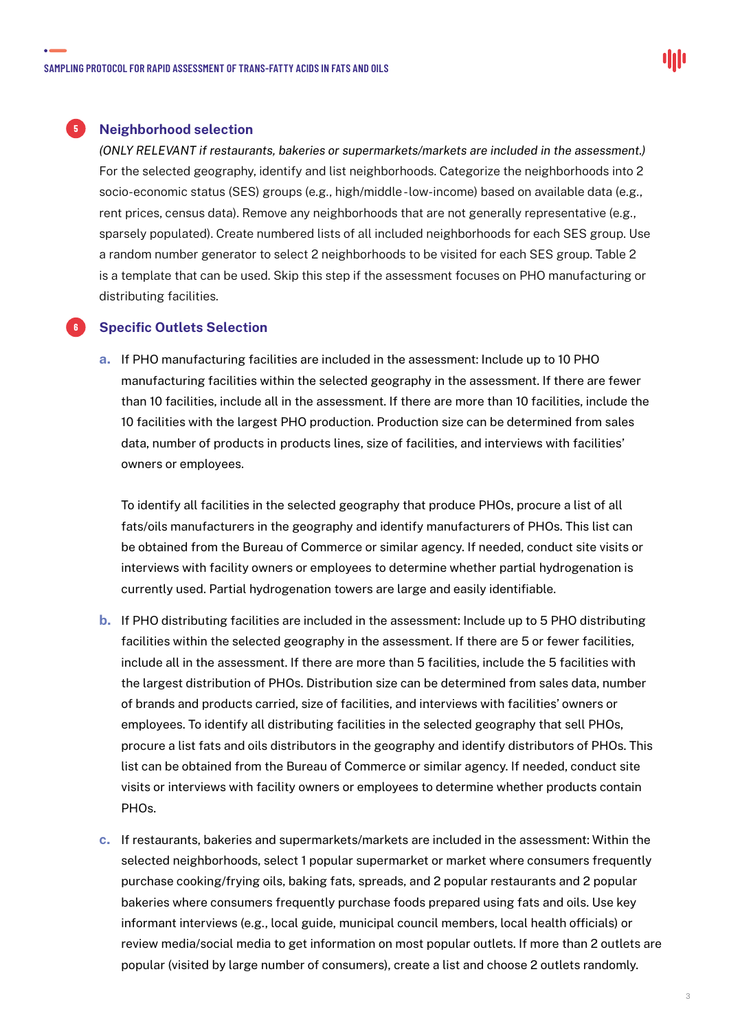## 5 Neighborhood selection

*(ONLY RELEVANT if restaurants, bakeries or supermarkets/markets are included in the assessment.)* For the selected geography, identify and list neighborhoods. Categorize the neighborhoods into 2 socio-economic status (SES) groups (e.g., high/middle-low-income) based on available data (e.g., rent prices, census data). Remove any neighborhoods that are not generally representative (e.g., sparsely populated). Create numbered lists of all included neighborhoods for each SES group. Use a random number generator to select 2 neighborhoods to be visited for each SES group. Table 2 is a template that can be used. Skip this step if the assessment focuses on PHO manufacturing or distributing facilities.

## 6 Specific Outlets Selection

**a.** If PHO manufacturing facilities are included in the assessment: Include up to 10 PHO manufacturing facilities within the selected geography in the assessment. If there are fewer than 10 facilities, include all in the assessment. If there are more than 10 facilities, include the 10 facilities with the largest PHO production. Production size can be determined from sales data, number of products in products lines, size of facilities, and interviews with facilities' owners or employees.

To identify all facilities in the selected geography that produce PHOs, procure a list of all fats/oils manufacturers in the geography and identify manufacturers of PHOs. This list can be obtained from the Bureau of Commerce or similar agency. If needed, conduct site visits or interviews with facility owners or employees to determine whether partial hydrogenation is currently used. Partial hydrogenation towers are large and easily identifiable.

**b.** If PHO distributing facilities are included in the assessment: Include up to 5 PHO distributing facilities within the selected geography in the assessment. If there are 5 or fewer facilities, include all in the assessment. If there are more than 5 facilities, include the 5 facilities with the largest distribution of PHOs. Distribution size can be determined from sales data, number of brands and products carried, size of facilities, and interviews with facilities' owners or employees. To identify all distributing facilities in the selected geography that sell PHOs, procure a list fats and oils distributors in the geography and identify distributors of PHOs. This list can be obtained from the Bureau of Commerce or similar agency. If needed, conduct site visits or interviews with facility owners or employees to determine whether products contain PHOs.

**c.** If restaurants, bakeries and supermarkets/markets are included in the assessment: Within the selected neighborhoods, select 1 popular supermarket or market where consumers frequently purchase cooking/frying oils, baking fats, spreads, and 2 popular restaurants and 2 popular bakeries where consumers frequently purchase foods prepared using fats and oils. Use key informant interviews (e.g., local guide, municipal council members, local health officials) or review media/social media to get information on most popular outlets. If more than 2 outlets are popular (visited by large number of consumers), create a list and choose 2 outlets randomly.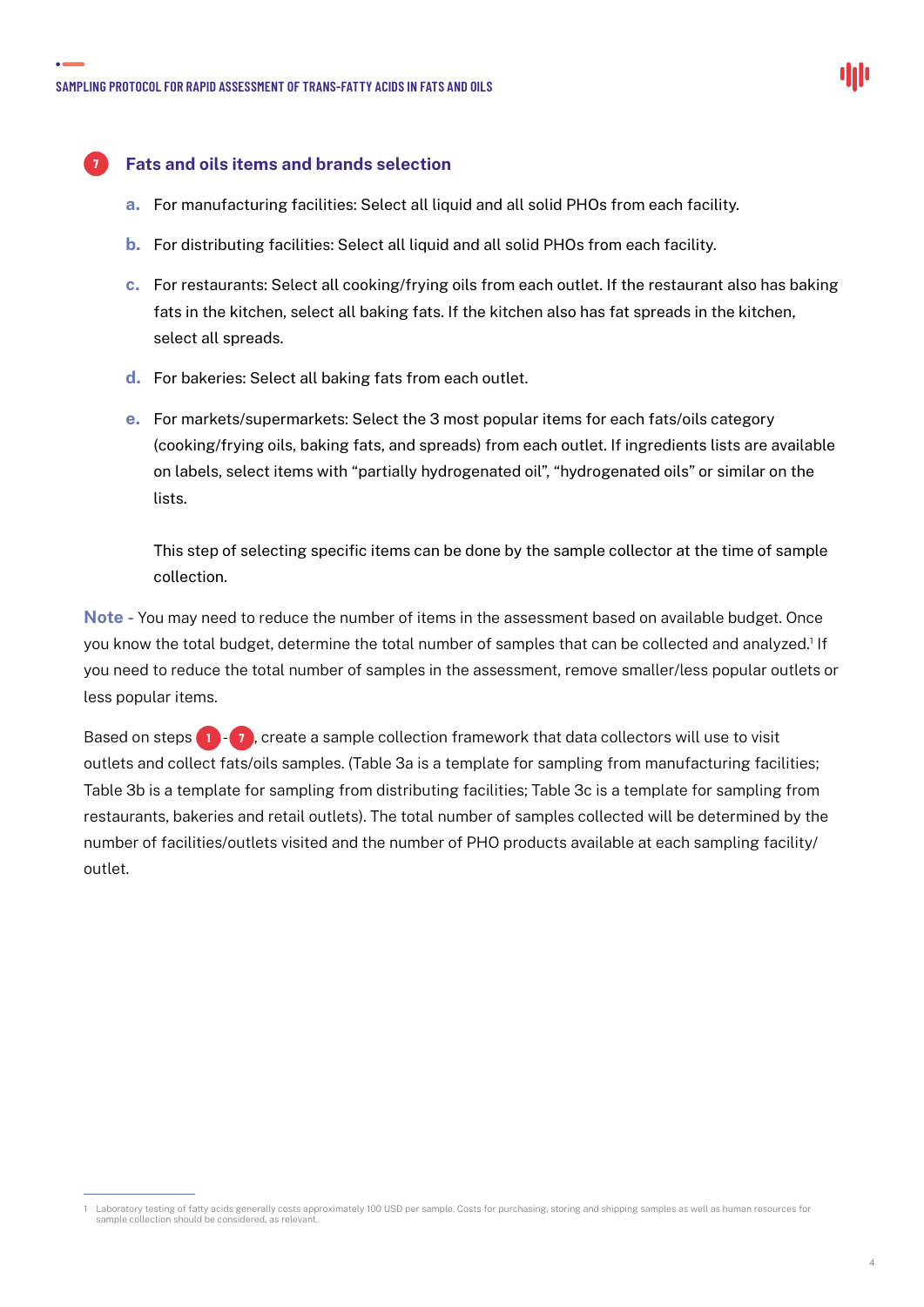## 7 Fats and oils items and brands selection

a. For manufacturing facilities: Select all liquid and all solid PHOs from each facility.

b. For distributing facilities: Select all liquid and all solid PHOs from each facility.

c. For restaurants: Select all cooking/frying oils from each outlet. If the restaurant also has baking fats in the kitchen, select all baking fats. If the kitchen also has fat spreads in the kitchen, select all spreads.

d. For bakeries: Select all baking fats from each outlet.

e. For markets/supermarkets: Select the 3 most popular items for each fats/oils category (cooking/frying oils, baking fats, and spreads) from each outlet. If ingredients lists are available on labels, select items with "partially hydrogenated oil", "hydrogenated oils" or similar on the lists.

   This step of selecting specific items can be done by the sample collector at the time of sample collection.

**Note** - You may need to reduce the number of items in the assessment based on available budget. Once you know the total budget, determine the total number of samples that can be collected and analyzed.[1] If you need to reduce the total number of samples in the assessment, remove smaller/less popular outlets or less popular items.

Based on steps 1 - 7, create a sample collection framework that data collectors will use to visit outlets and collect fats/oils samples. (Table 3a is a template for sampling from manufacturing facilities; Table 3b is a template for sampling from distributing facilities; Table 3c is a template for sampling from restaurants, bakeries and retail outlets). The total number of samples collected will be determined by the number of facilities/outlets visited and the number of PHO products available at each sampling facility/outlet.

---

1 Laboratory testing of fatty acids generally costs approximately 100 USD per sample. Costs for purchasing, storing and shipping samples as well as human resources for sample collection should be considered, as relevant.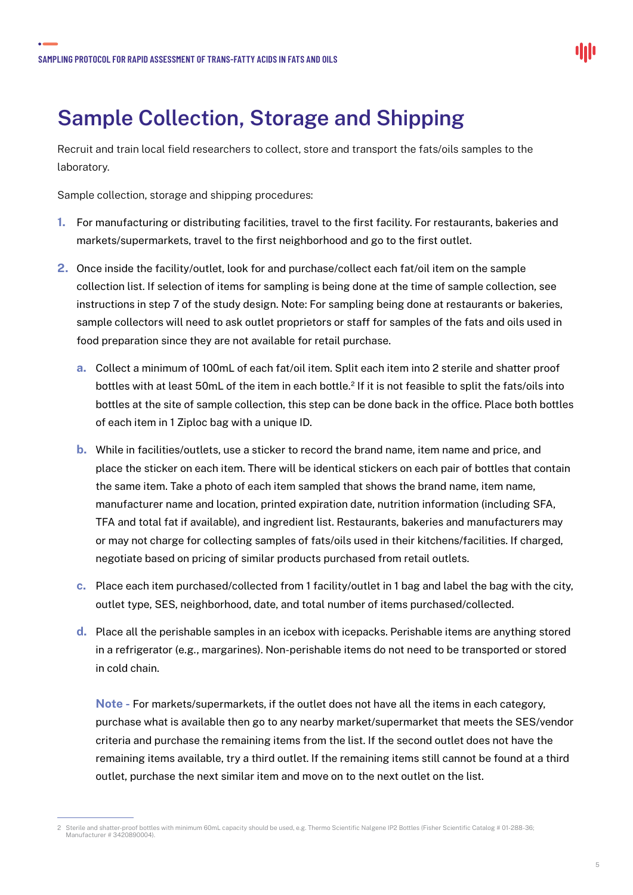# Sample Collection, Storage and Shipping

Recruit and train local field researchers to collect, store and transport the fats/oils samples to the laboratory.

Sample collection, storage and shipping procedures:

1. For manufacturing or distributing facilities, travel to the first facility. For restaurants, bakeries and markets/supermarkets, travel to the first neighborhood and go to the first outlet.
2. Once inside the facility/outlet, look for and purchase/collect each fat/oil item on the sample collection list. If selection of items for sampling is being done at the time of sample collection, see instructions in step 7 of the study design. Note: For sampling being done at restaurants or bakeries, sample collectors will need to ask outlet proprietors or staff for samples of the fats and oils used in food preparation since they are not available for retail purchase.
   a. Collect a minimum of 100mL of each fat/oil item. Split each item into 2 sterile and shatter proof bottles with at least 50mL of the item in each bottle.[2] If it is not feasible to split the fats/oils into bottles at the site of sample collection, this step can be done back in the office. Place both bottles of each item in 1 Ziploc bag with a unique ID.
   b. While in facilities/outlets, use a sticker to record the brand name, item name and price, and place the sticker on each item. There will be identical stickers on each pair of bottles that contain the same item. Take a photo of each item sampled that shows the brand name, item name, manufacturer name and location, printed expiration date, nutrition information (including SFA, TFA and total fat if available), and ingredient list. Restaurants, bakeries and manufacturers may or may not charge for collecting samples of fats/oils used in their kitchens/facilities. If charged, negotiate based on pricing of similar products purchased from retail outlets.
   c. Place each item purchased/collected from 1 facility/outlet in 1 bag and label the bag with the city, outlet type, SES, neighborhood, date, and total number of items purchased/collected.
   d. Place all the perishable samples in an icebox with icepacks. Perishable items are anything stored in a refrigerator (e.g., margarines). Non-perishable items do not need to be transported or stored in cold chain.

      **Note -** For markets/supermarkets, if the outlet does not have all the items in each category, purchase what is available then go to any nearby market/supermarket that meets the SES/vendor criteria and purchase the remaining items from the list. If the second outlet does not have the remaining items available, try a third outlet. If the remaining items still cannot be found at a third outlet, purchase the next similar item and move on to the next outlet on the list.

---

2 Sterile and shatter-proof bottles with minimum 60mL capacity should be used, e.g. Thermo Scientific Nalgene IP2 Bottles (Fisher Scientific Catalog # 01-288-36; Manufacturer # 3420890004).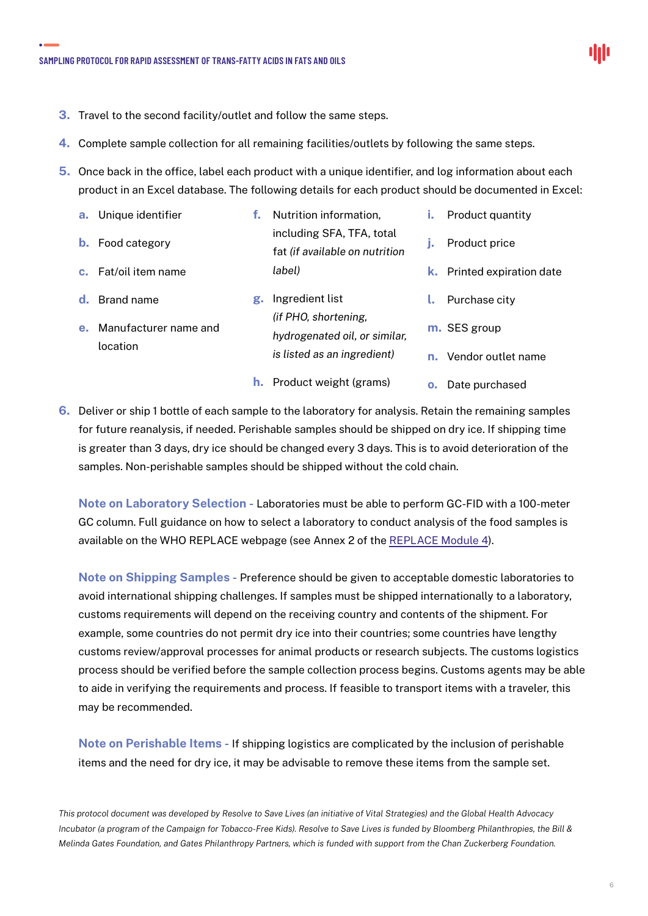3. Travel to the second facility/outlet and follow the same steps.

4. Complete sample collection for all remaining facilities/outlets by following the same steps.

5. Once back in the office, label each product with a unique identifier, and log information about each product in an Excel database. The following details for each product should be documented in Excel:

   a. Unique identifier
   b. Food category
   c. Fat/oil item name
   d. Brand name
   e. Manufacturer name and location
   f. Nutrition information, including SFA, TFA, total fat *(if available on nutrition label)*
   g. Ingredient list *(if PHO, shortening, hydrogenated oil, or similar, is listed as an ingredient)*
   h. Product weight (grams)
   i. Product quantity
   j. Product price
   k. Printed expiration date
   l. Purchase city
   m. SES group
   n. Vendor outlet name
   o. Date purchased

6. Deliver or ship 1 bottle of each sample to the laboratory for analysis. Retain the remaining samples for future reanalysis, if needed. Perishable samples should be shipped on dry ice. If shipping time is greater than 3 days, dry ice should be changed every 3 days. This is to avoid deterioration of the samples. Non-perishable samples should be shipped without the cold chain.

   **Note on Laboratory Selection -** Laboratories must be able to perform GC-FID with a 100-meter GC column. Full guidance on how to select a laboratory to conduct analysis of the food samples is available on the WHO REPLACE webpage (see Annex 2 of the REPLACE Module 4).

   **Note on Shipping Samples -** Preference should be given to acceptable domestic laboratories to avoid international shipping challenges. If samples must be shipped internationally to a laboratory, customs requirements will depend on the receiving country and contents of the shipment. For example, some countries do not permit dry ice into their countries; some countries have lengthy customs review/approval processes for animal products or research subjects. The customs logistics process should be verified before the sample collection process begins. Customs agents may be able to aide in verifying the requirements and process. If feasible to transport items with a traveler, this may be recommended.

   **Note on Perishable Items -** If shipping logistics are complicated by the inclusion of perishable items and the need for dry ice, it may be advisable to remove these items from the sample set.

*This protocol document was developed by Resolve to Save Lives (an initiative of Vital Strategies) and the Global Health Advocacy Incubator (a program of the Campaign for Tobacco-Free Kids). Resolve to Save Lives is funded by Bloomberg Philanthropies, the Bill & Melinda Gates Foundation, and Gates Philanthropy Partners, which is funded with support from the Chan Zuckerberg Foundation.*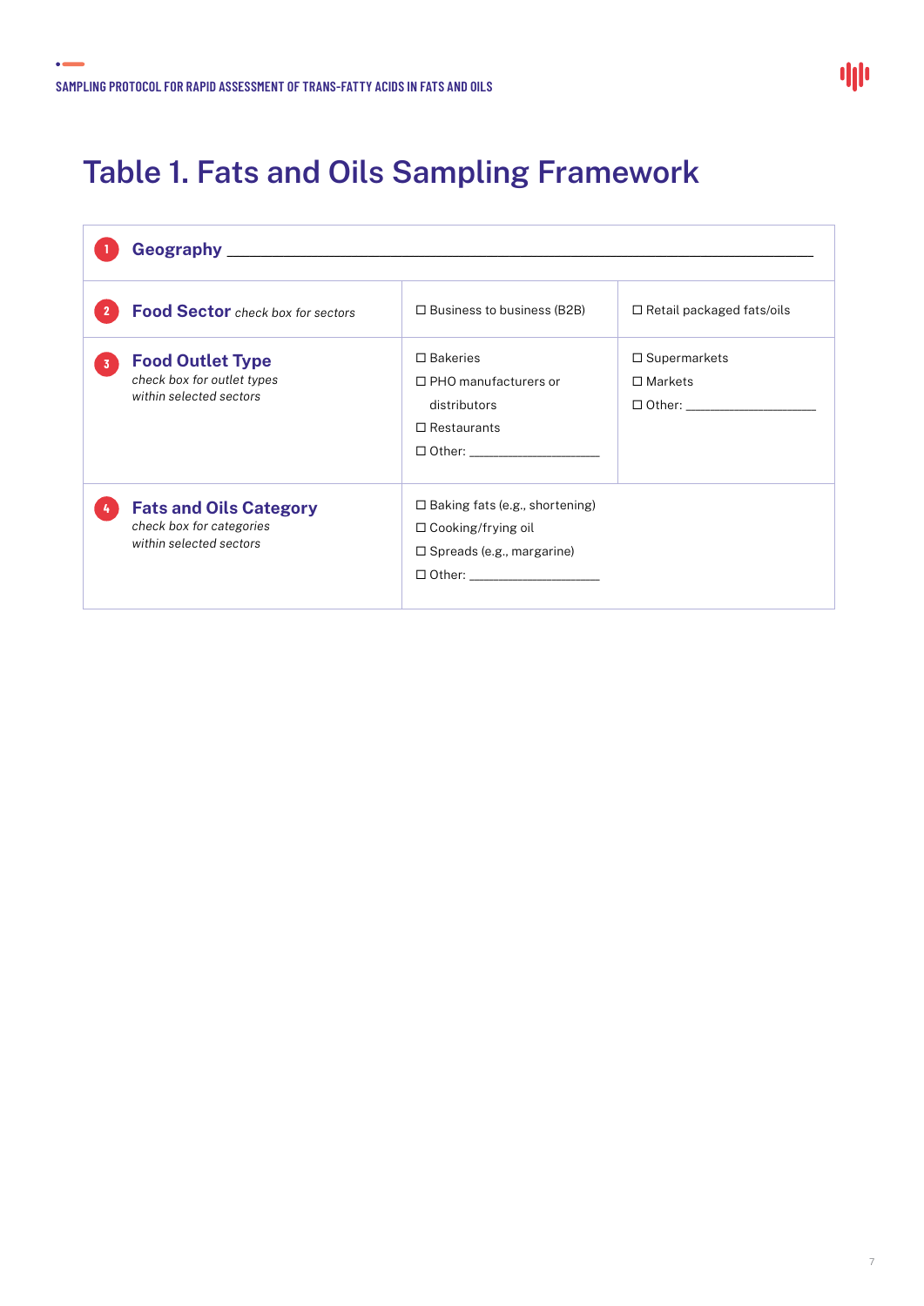# Table 1. Fats and Oils Sampling Framework

| | | |
|---|---|---|
| **1 Geography** ___________________________________________ | | |
| **2 Food Sector** *check box for sectors* | ☐ Business to business (B2B) | ☐ Retail packaged fats/oils |
| **3 Food Outlet Type** *check box for outlet types within selected sectors* | ☐ Bakeries<br>☐ PHO manufacturers or distributors<br>☐ Restaurants<br>☐ Other: ________________ | ☐ Supermarkets<br>☐ Markets<br>☐ Other: ________________ |
| **4 Fats and Oils Category** *check box for categories within selected sectors* | ☐ Baking fats (e.g., shortening)<br>☐ Cooking/frying oil<br>☐ Spreads (e.g., margarine)<br>☐ Other: ________________ | |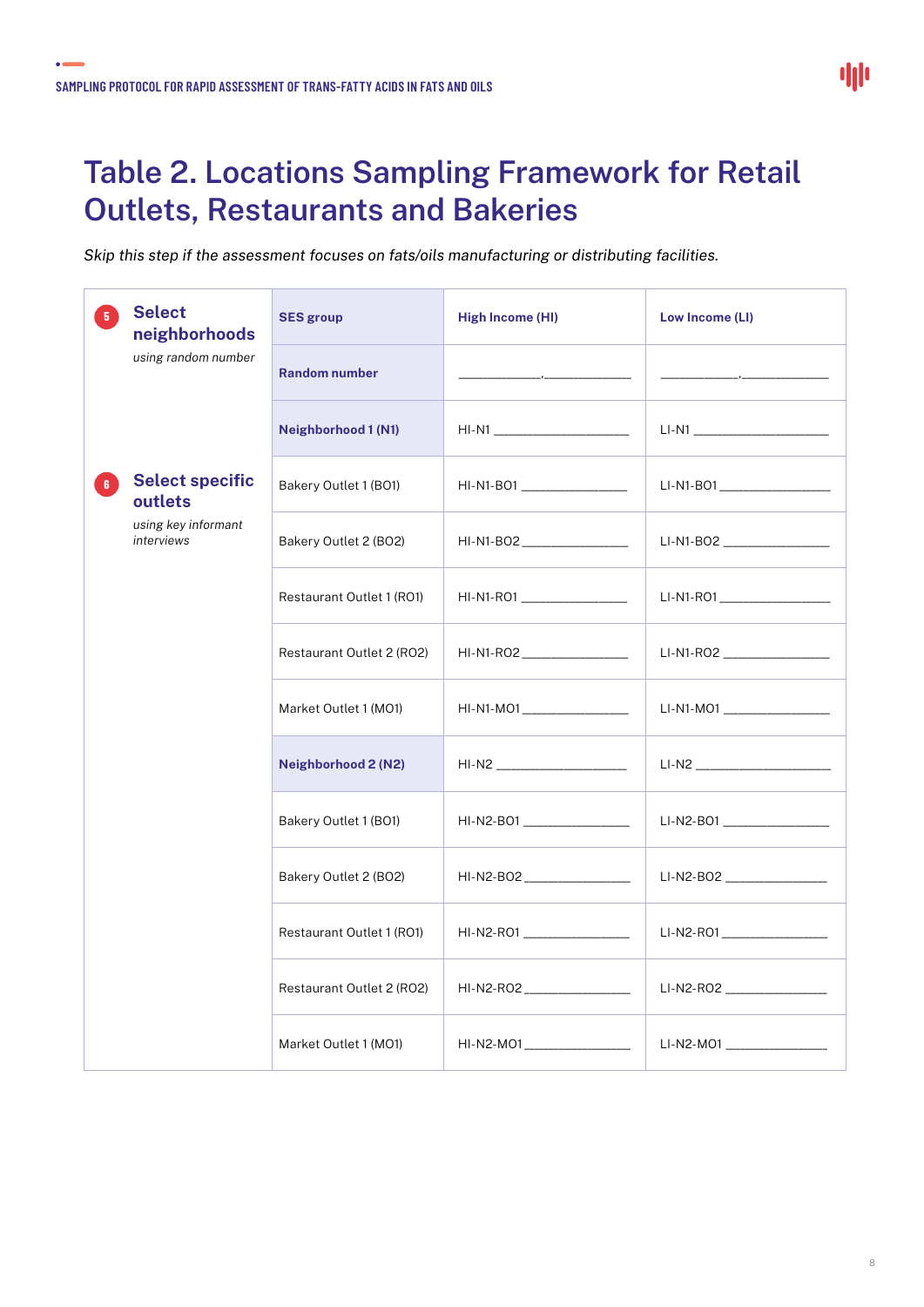# Table 2. Locations Sampling Framework for Retail Outlets, Restaurants and Bakeries

*Skip this step if the assessment focuses on fats/oils manufacturing or distributing facilities.*

| | SES group | High Income (HI) | Low Income (LI) |
|---|---|---|---|
| **5 Select neighborhoods** *using random number* | **Random number** | __________,__________ | __________,__________ |
| | **Neighborhood 1 (N1)** | HI-N1 ________________ | LI-N1 ________________ |
| **6 Select specific outlets** *using key informant interviews* | Bakery Outlet 1 (BO1) | HI-N1-BO1 ____________ | LI-N1-BO1 ____________ |
| | Bakery Outlet 2 (BO2) | HI-N1-BO2 ____________ | LI-N1-BO2 ____________ |
| | Restaurant Outlet 1 (RO1) | HI-N1-RO1 ____________ | LI-N1-RO1 ____________ |
| | Restaurant Outlet 2 (RO2) | HI-N1-RO2 ____________ | LI-N1-RO2 ____________ |
| | Market Outlet 1 (MO1) | HI-N1-MO1 ____________ | LI-N1-MO1 ____________ |
| | **Neighborhood 2 (N2)** | HI-N2 ________________ | LI-N2 ________________ |
| | Bakery Outlet 1 (BO1) | HI-N2-BO1 ____________ | LI-N2-BO1 ____________ |
| | Bakery Outlet 2 (BO2) | HI-N2-BO2 ____________ | LI-N2-BO2 ____________ |
| | Restaurant Outlet 1 (RO1) | HI-N2-RO1 ____________ | LI-N2-RO1 ____________ |
| | Restaurant Outlet 2 (RO2) | HI-N2-RO2 ____________ | LI-N2-RO2 ____________ |
| | Market Outlet 1 (MO1) | HI-N2-MO1 ____________ | LI-N2-MO1 ____________ |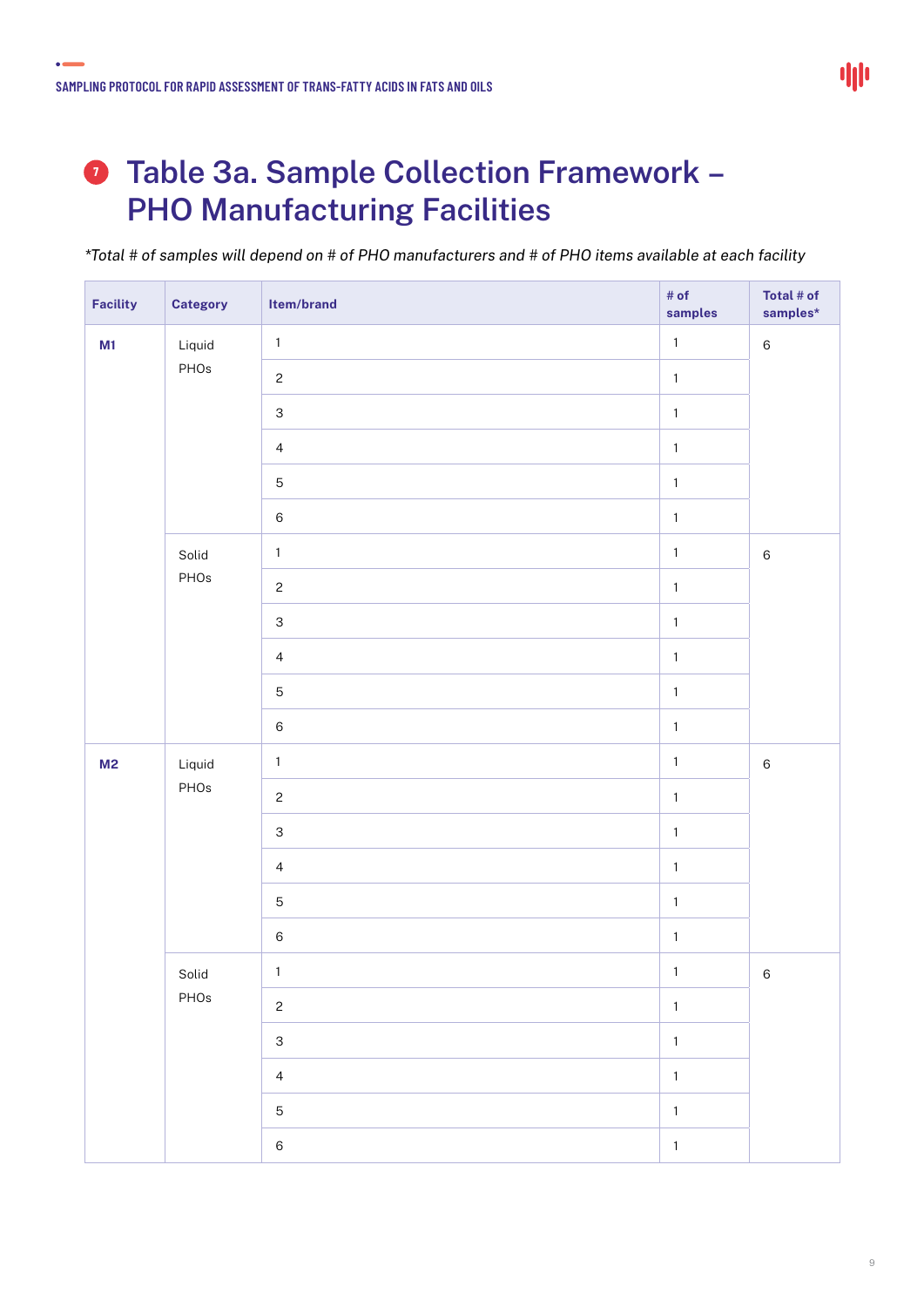## 7 Table 3a. Sample Collection Framework – PHO Manufacturing Facilities

*\*Total # of samples will depend on # of PHO manufacturers and # of PHO items available at each facility*

| Facility | Category | Item/brand | # of samples | Total # of samples* |
|---|---|---|---|---|
| **M1** | Liquid PHOs | 1 | 1 | 6 |
| | | 2 | 1 | |
| | | 3 | 1 | |
| | | 4 | 1 | |
| | | 5 | 1 | |
| | | 6 | 1 | |
| | Solid PHOs | 1 | 1 | 6 |
| | | 2 | 1 | |
| | | 3 | 1 | |
| | | 4 | 1 | |
| | | 5 | 1 | |
| | | 6 | 1 | |
| **M2** | Liquid PHOs | 1 | 1 | 6 |
| | | 2 | 1 | |
| | | 3 | 1 | |
| | | 4 | 1 | |
| | | 5 | 1 | |
| | | 6 | 1 | |
| | Solid PHOs | 1 | 1 | 6 |
| | | 2 | 1 | |
| | | 3 | 1 | |
| | | 4 | 1 | |
| | | 5 | 1 | |
| | | 6 | 1 | |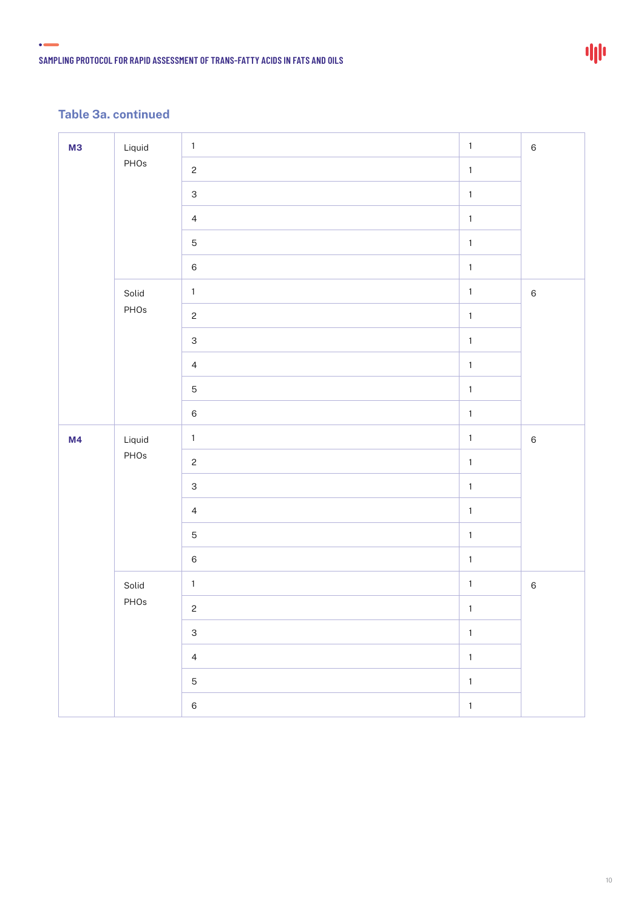### Table 3a. continued

| | | | | |
|---|---|---|---|---|
| **M3** | Liquid PHOs | 1 | 1 | 6 |
| | | 2 | 1 | |
| | | 3 | 1 | |
| | | 4 | 1 | |
| | | 5 | 1 | |
| | | 6 | 1 | |
| | Solid PHOs | 1 | 1 | 6 |
| | | 2 | 1 | |
| | | 3 | 1 | |
| | | 4 | 1 | |
| | | 5 | 1 | |
| | | 6 | 1 | |
| **M4** | Liquid PHOs | 1 | 1 | 6 |
| | | 2 | 1 | |
| | | 3 | 1 | |
| | | 4 | 1 | |
| | | 5 | 1 | |
| | | 6 | 1 | |
| | Solid PHOs | 1 | 1 | 6 |
| | | 2 | 1 | |
| | | 3 | 1 | |
| | | 4 | 1 | |
| | | 5 | 1 | |
| | | 6 | 1 | |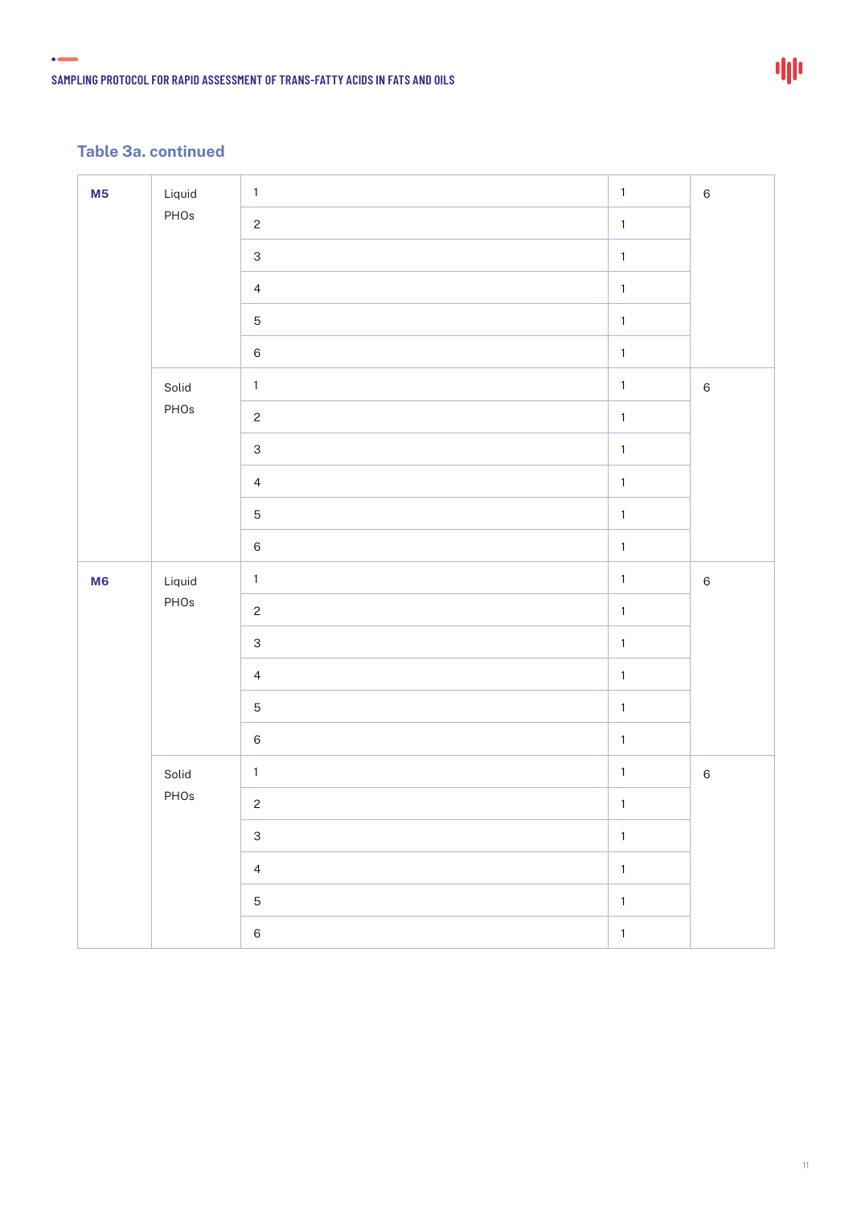### Table 3a. continued

| | | | | |
|---|---|---|---|---|
| **M5** | Liquid PHOs | 1 | 1 | 6 |
| | | 2 | 1 | |
| | | 3 | 1 | |
| | | 4 | 1 | |
| | | 5 | 1 | |
| | | 6 | 1 | |
| | Solid PHOs | 1 | 1 | 6 |
| | | 2 | 1 | |
| | | 3 | 1 | |
| | | 4 | 1 | |
| | | 5 | 1 | |
| | | 6 | 1 | |
| **M6** | Liquid PHOs | 1 | 1 | 6 |
| | | 2 | 1 | |
| | | 3 | 1 | |
| | | 4 | 1 | |
| | | 5 | 1 | |
| | | 6 | 1 | |
| | Solid PHOs | 1 | 1 | 6 |
| | | 2 | 1 | |
| | | 3 | 1 | |
| | | 4 | 1 | |
| | | 5 | 1 | |
| | | 6 | 1 | |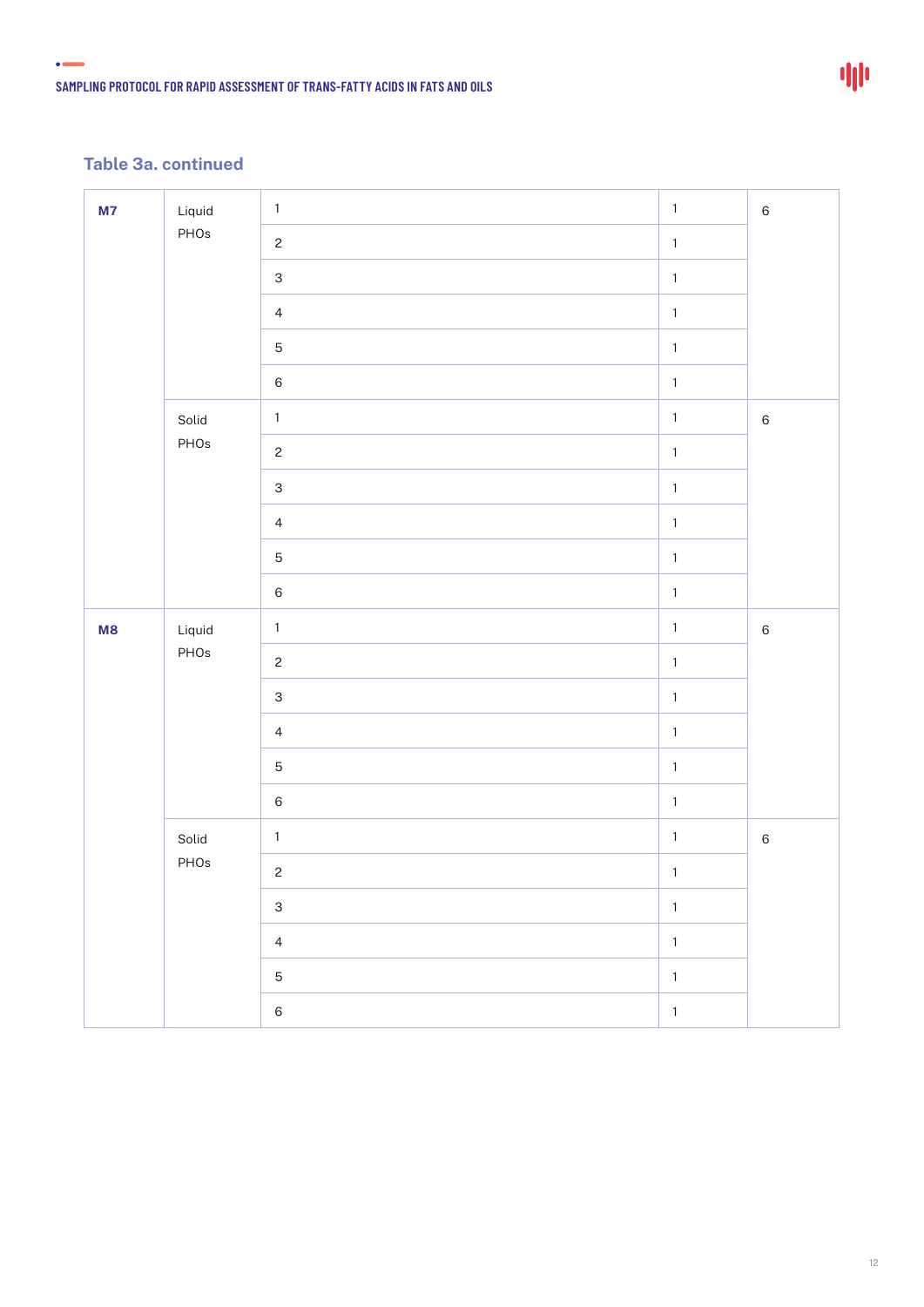### Table 3a. continued

| | | | | |
|---|---|---|---|---|
| **M7** | Liquid PHOs | 1 | 1 | 6 |
| | | 2 | 1 | |
| | | 3 | 1 | |
| | | 4 | 1 | |
| | | 5 | 1 | |
| | | 6 | 1 | |
| | Solid PHOs | 1 | 1 | 6 |
| | | 2 | 1 | |
| | | 3 | 1 | |
| | | 4 | 1 | |
| | | 5 | 1 | |
| | | 6 | 1 | |
| **M8** | Liquid PHOs | 1 | 1 | 6 |
| | | 2 | 1 | |
| | | 3 | 1 | |
| | | 4 | 1 | |
| | | 5 | 1 | |
| | | 6 | 1 | |
| | Solid PHOs | 1 | 1 | 6 |
| | | 2 | 1 | |
| | | 3 | 1 | |
| | | 4 | 1 | |
| | | 5 | 1 | |
| | | 6 | 1 | |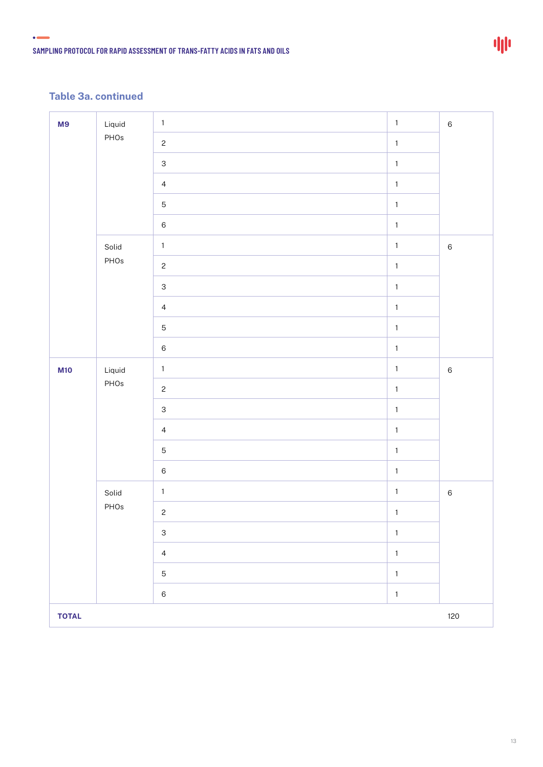### Table 3a. continued

| | | | | |
|---|---|---|---|---|
| **M9** | Liquid PHOs | 1 | 1 | 6 |
| | | 2 | 1 | |
| | | 3 | 1 | |
| | | 4 | 1 | |
| | | 5 | 1 | |
| | | 6 | 1 | |
| | Solid PHOs | 1 | 1 | 6 |
| | | 2 | 1 | |
| | | 3 | 1 | |
| | | 4 | 1 | |
| | | 5 | 1 | |
| | | 6 | 1 | |
| **M10** | Liquid PHOs | 1 | 1 | 6 |
| | | 2 | 1 | |
| | | 3 | 1 | |
| | | 4 | 1 | |
| | | 5 | 1 | |
| | | 6 | 1 | |
| | Solid PHOs | 1 | 1 | 6 |
| | | 2 | 1 | |
| | | 3 | 1 | |
| | | 4 | 1 | |
| | | 5 | 1 | |
| | | 6 | 1 | |
| **TOTAL** | | | | 120 |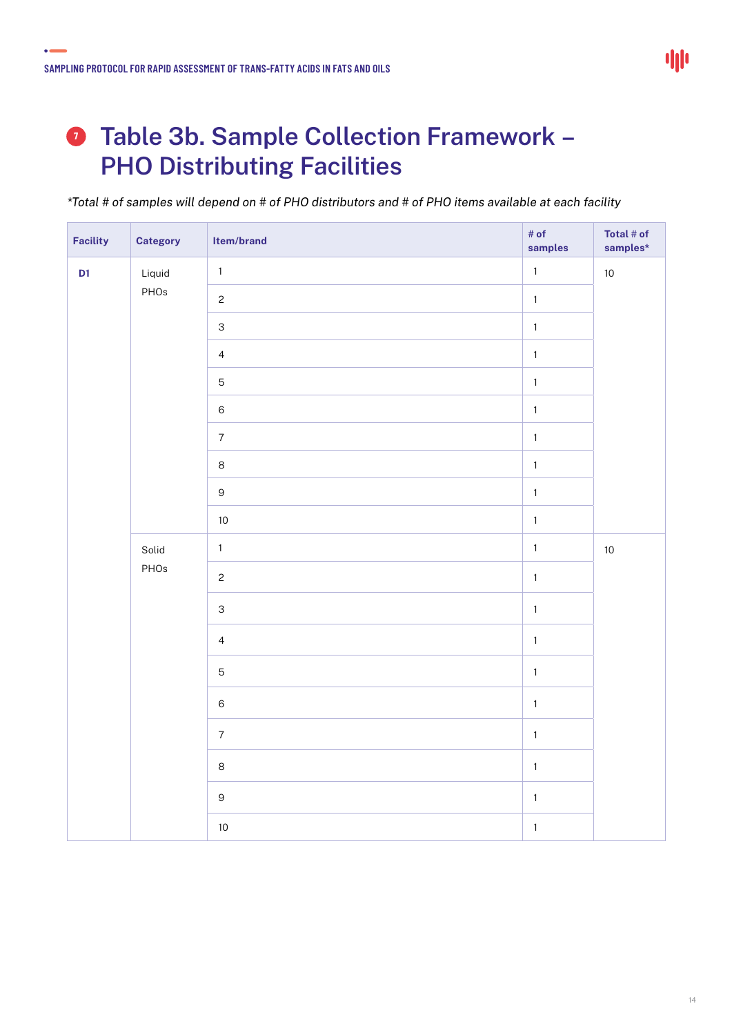# 7 Table 3b. Sample Collection Framework – PHO Distributing Facilities

**Total # of samples will depend on # of PHO distributors and # of PHO items available at each facility*

| Facility | Category | Item/brand | # of samples | Total # of samples* |
|---|---|---|---|---|
| **D1** | Liquid PHOs | 1 | 1 | 10 |
| | | 2 | 1 | |
| | | 3 | 1 | |
| | | 4 | 1 | |
| | | 5 | 1 | |
| | | 6 | 1 | |
| | | 7 | 1 | |
| | | 8 | 1 | |
| | | 9 | 1 | |
| | | 10 | 1 | |
| | Solid PHOs | 1 | 1 | 10 |
| | | 2 | 1 | |
| | | 3 | 1 | |
| | | 4 | 1 | |
| | | 5 | 1 | |
| | | 6 | 1 | |
| | | 7 | 1 | |
| | | 8 | 1 | |
| | | 9 | 1 | |
| | | 10 | 1 | |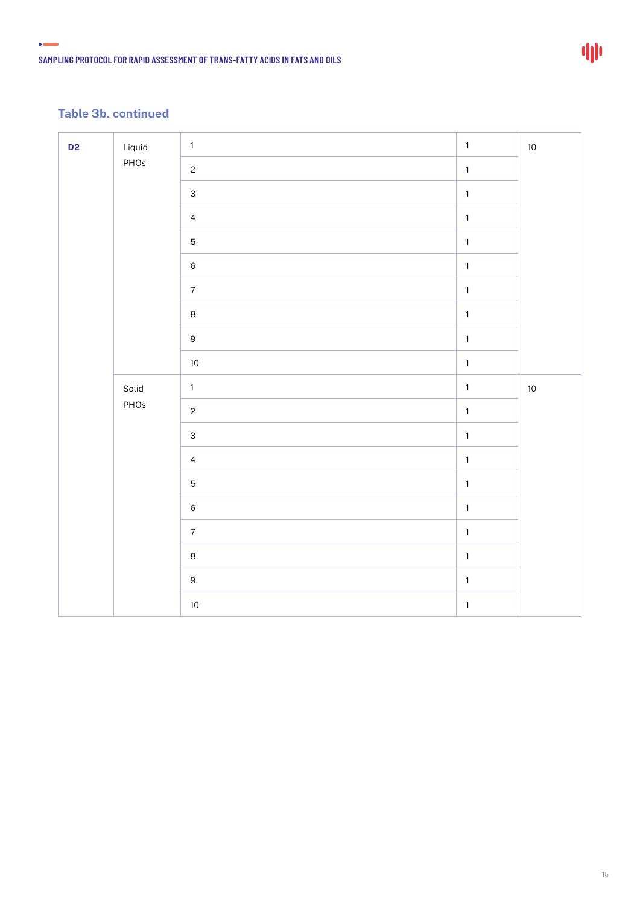### Table 3b. continued

| | | | | |
|---|---|---|---|---|
| **D2** | Liquid PHOs | 1 | 1 | 10 |
| | | 2 | 1 | |
| | | 3 | 1 | |
| | | 4 | 1 | |
| | | 5 | 1 | |
| | | 6 | 1 | |
| | | 7 | 1 | |
| | | 8 | 1 | |
| | | 9 | 1 | |
| | | 10 | 1 | |
| | Solid PHOs | 1 | 1 | 10 |
| | | 2 | 1 | |
| | | 3 | 1 | |
| | | 4 | 1 | |
| | | 5 | 1 | |
| | | 6 | 1 | |
| | | 7 | 1 | |
| | | 8 | 1 | |
| | | 9 | 1 | |
| | | 10 | 1 | |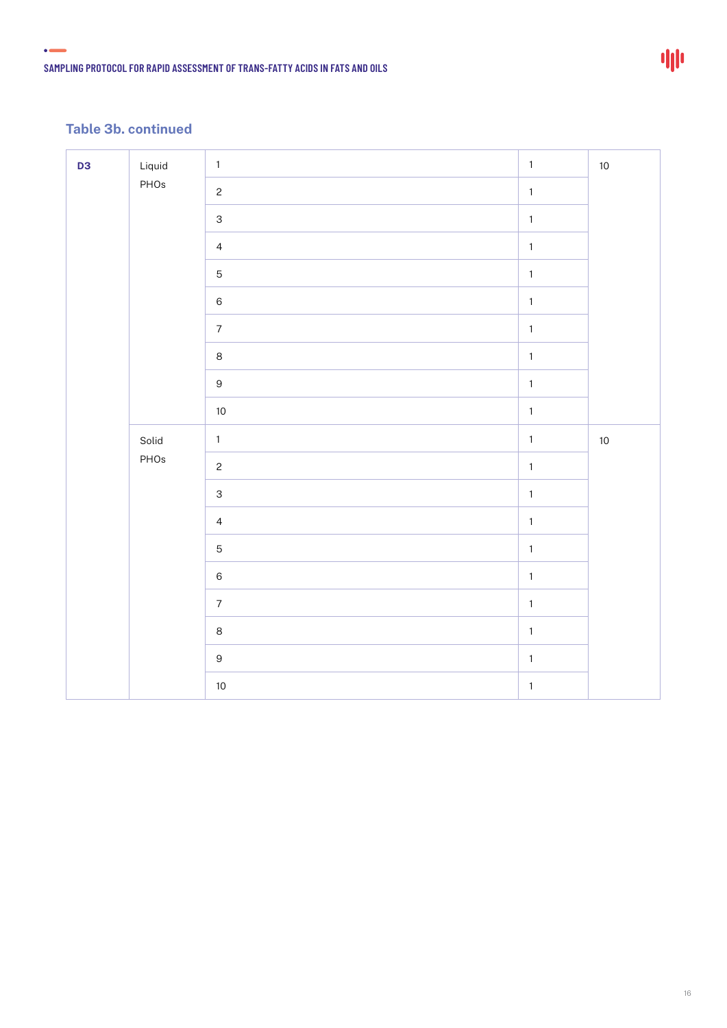### Table 3b. continued

| | | | | |
|---|---|---|---|---|
| **D3** | Liquid PHOs | 1 | 1 | 10 |
| | | 2 | 1 | |
| | | 3 | 1 | |
| | | 4 | 1 | |
| | | 5 | 1 | |
| | | 6 | 1 | |
| | | 7 | 1 | |
| | | 8 | 1 | |
| | | 9 | 1 | |
| | | 10 | 1 | |
| | Solid PHOs | 1 | 1 | 10 |
| | | 2 | 1 | |
| | | 3 | 1 | |
| | | 4 | 1 | |
| | | 5 | 1 | |
| | | 6 | 1 | |
| | | 7 | 1 | |
| | | 8 | 1 | |
| | | 9 | 1 | |
| | | 10 | 1 | |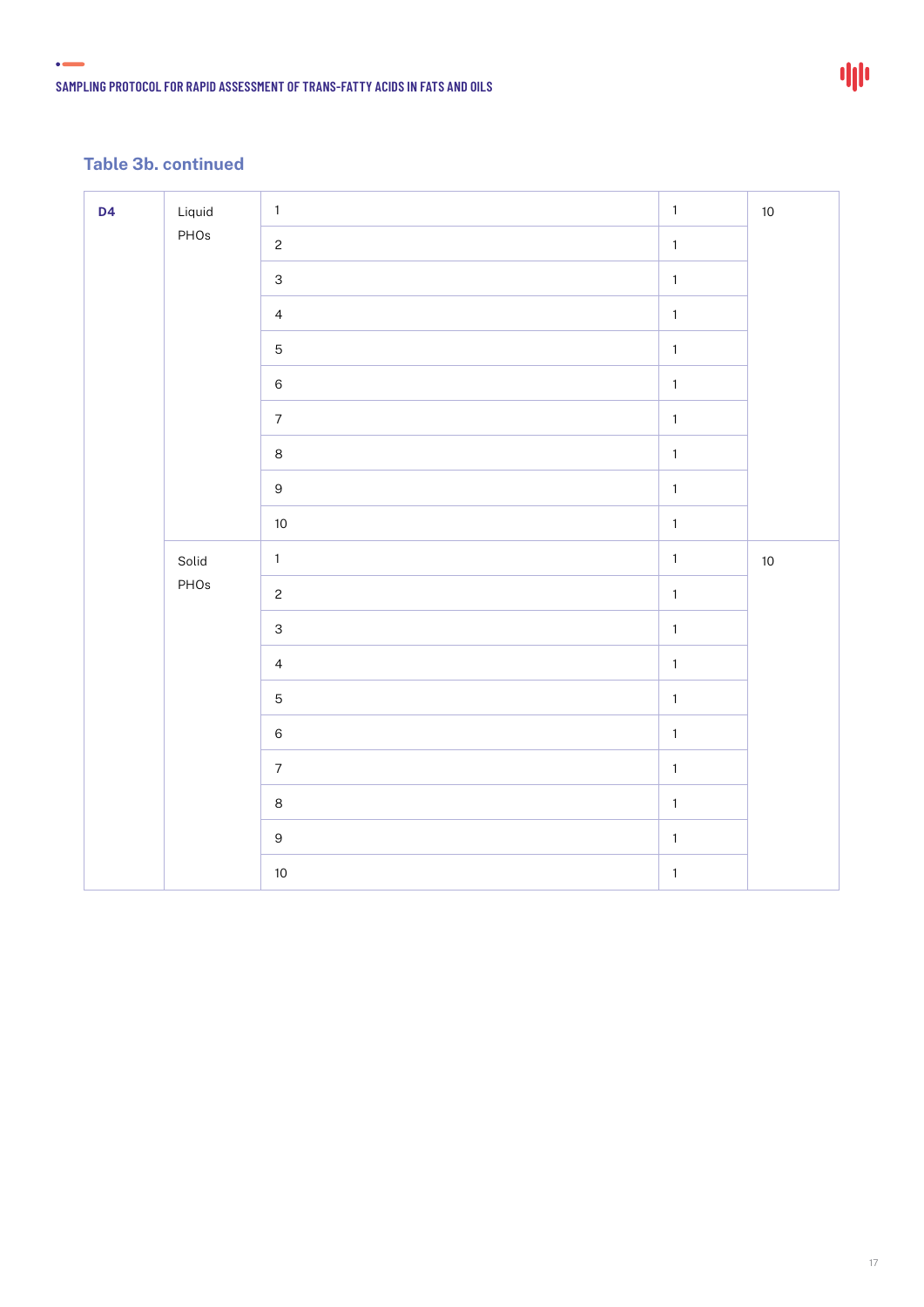### Table 3b. continued

| | | | | |
|---|---|---|---|---|
| **D4** | Liquid PHOs | 1 | 1 | 10 |
| | | 2 | 1 | |
| | | 3 | 1 | |
| | | 4 | 1 | |
| | | 5 | 1 | |
| | | 6 | 1 | |
| | | 7 | 1 | |
| | | 8 | 1 | |
| | | 9 | 1 | |
| | | 10 | 1 | |
| | Solid PHOs | 1 | 1 | 10 |
| | | 2 | 1 | |
| | | 3 | 1 | |
| | | 4 | 1 | |
| | | 5 | 1 | |
| | | 6 | 1 | |
| | | 7 | 1 | |
| | | 8 | 1 | |
| | | 9 | 1 | |
| | | 10 | 1 | |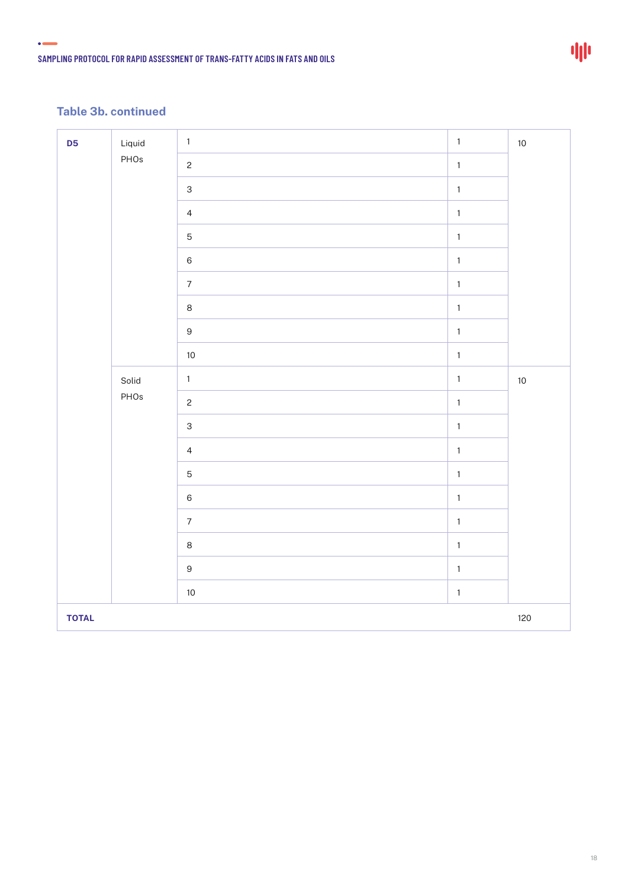### Table 3b. continued

| | | | | |
|---|---|---|---|---|
| **D5** | Liquid PHOs | 1 | 1 | 10 |
| | | 2 | 1 | |
| | | 3 | 1 | |
| | | 4 | 1 | |
| | | 5 | 1 | |
| | | 6 | 1 | |
| | | 7 | 1 | |
| | | 8 | 1 | |
| | | 9 | 1 | |
| | | 10 | 1 | |
| | Solid PHOs | 1 | 1 | 10 |
| | | 2 | 1 | |
| | | 3 | 1 | |
| | | 4 | 1 | |
| | | 5 | 1 | |
| | | 6 | 1 | |
| | | 7 | 1 | |
| | | 8 | 1 | |
| | | 9 | 1 | |
| | | 10 | 1 | |
| **TOTAL** | | | | 120 |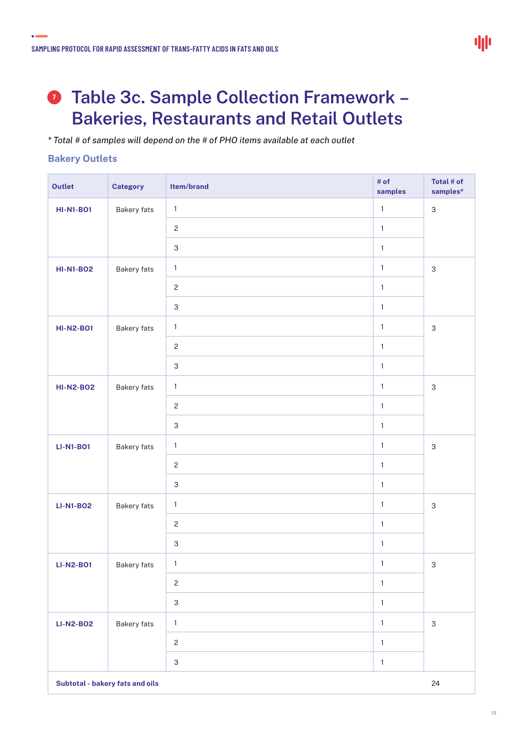# Table 3c. Sample Collection Framework – Bakeries, Restaurants and Retail Outlets

*\* Total # of samples will depend on the # of PHO items available at each outlet*

### Bakery Outlets

| Outlet | Category | Item/brand | # of samples | Total # of samples* |
|---|---|---|---|---|
| **HI-N1-BO1** | Bakery fats | 1 | 1 | 3 |
| | | 2 | 1 | |
| | | 3 | 1 | |
| **HI-N1-BO2** | Bakery fats | 1 | 1 | 3 |
| | | 2 | 1 | |
| | | 3 | 1 | |
| **HI-N2-BO1** | Bakery fats | 1 | 1 | 3 |
| | | 2 | 1 | |
| | | 3 | 1 | |
| **HI-N2-BO2** | Bakery fats | 1 | 1 | 3 |
| | | 2 | 1 | |
| | | 3 | 1 | |
| **LI-N1-BO1** | Bakery fats | 1 | 1 | 3 |
| | | 2 | 1 | |
| | | 3 | 1 | |
| **LI-N1-BO2** | Bakery fats | 1 | 1 | 3 |
| | | 2 | 1 | |
| | | 3 | 1 | |
| **LI-N2-BO1** | Bakery fats | 1 | 1 | 3 |
| | | 2 | 1 | |
| | | 3 | 1 | |
| **LI-N2-BO2** | Bakery fats | 1 | 1 | 3 |
| | | 2 | 1 | |
| | | 3 | 1 | |
| **Subtotal - bakery fats and oils** | | | | 24 |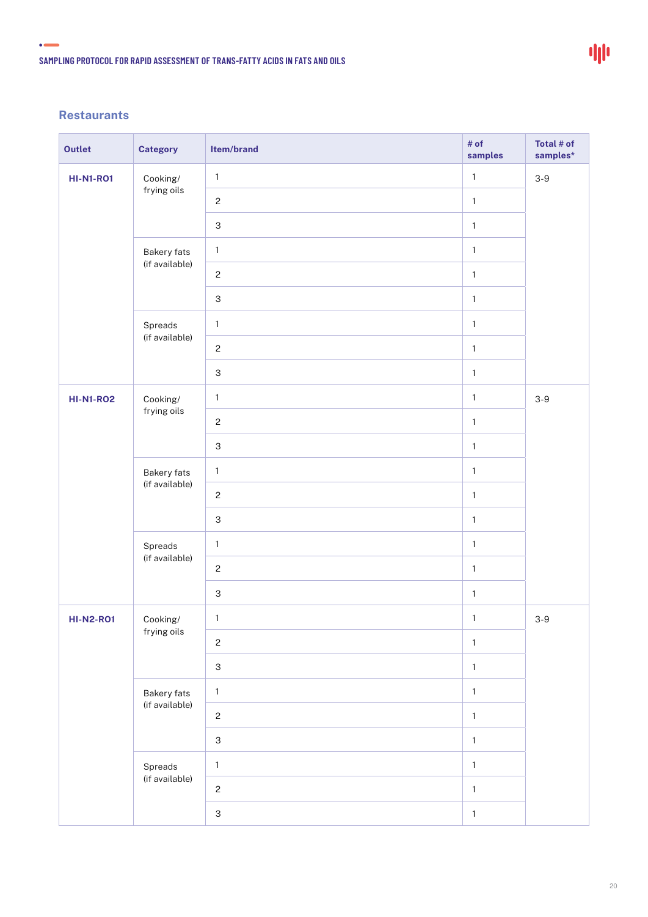## Restaurants

| Outlet | Category | Item/brand | # of samples | Total # of samples* |
|---|---|---|---|---|
| **HI-N1-RO1** | Cooking/ frying oils | 1 | 1 | 3-9 |
| | | 2 | 1 | |
| | | 3 | 1 | |
| | Bakery fats (if available) | 1 | 1 | |
| | | 2 | 1 | |
| | | 3 | 1 | |
| | Spreads (if available) | 1 | 1 | |
| | | 2 | 1 | |
| | | 3 | 1 | |
| **HI-N1-RO2** | Cooking/ frying oils | 1 | 1 | 3-9 |
| | | 2 | 1 | |
| | | 3 | 1 | |
| | Bakery fats (if available) | 1 | 1 | |
| | | 2 | 1 | |
| | | 3 | 1 | |
| | Spreads (if available) | 1 | 1 | |
| | | 2 | 1 | |
| | | 3 | 1 | |
| **HI-N2-RO1** | Cooking/ frying oils | 1 | 1 | 3-9 |
| | | 2 | 1 | |
| | | 3 | 1 | |
| | Bakery fats (if available) | 1 | 1 | |
| | | 2 | 1 | |
| | | 3 | 1 | |
| | Spreads (if available) | 1 | 1 | |
| | | 2 | 1 | |
| | | 3 | 1 | |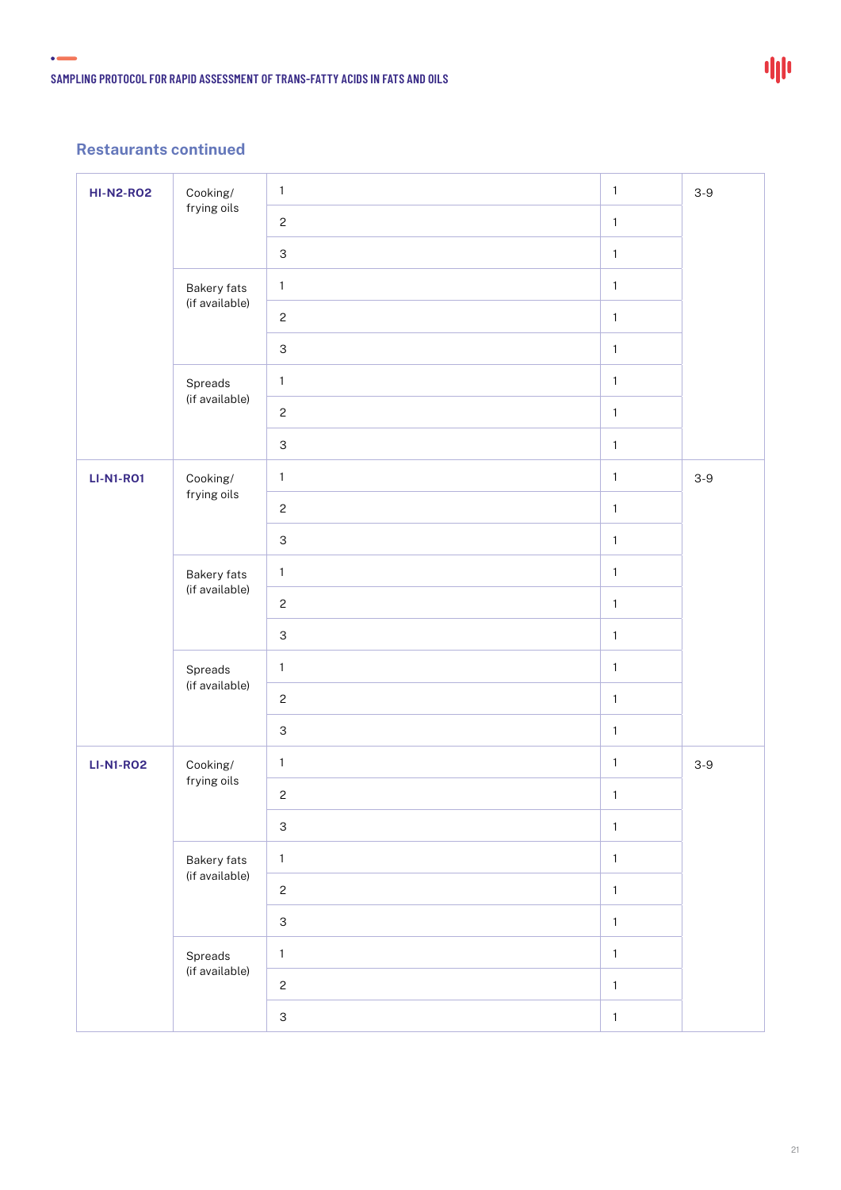## Restaurants continued

| | | | | |
|---|---|---|---|---|
| **HI-N2-RO2** | Cooking/ frying oils | 1 | 1 | 3-9 |
| | | 2 | 1 | |
| | | 3 | 1 | |
| | Bakery fats (if available) | 1 | 1 | |
| | | 2 | 1 | |
| | | 3 | 1 | |
| | Spreads (if available) | 1 | 1 | |
| | | 2 | 1 | |
| | | 3 | 1 | |
| **LI-N1-RO1** | Cooking/ frying oils | 1 | 1 | 3-9 |
| | | 2 | 1 | |
| | | 3 | 1 | |
| | Bakery fats (if available) | 1 | 1 | |
| | | 2 | 1 | |
| | | 3 | 1 | |
| | Spreads (if available) | 1 | 1 | |
| | | 2 | 1 | |
| | | 3 | 1 | |
| **LI-N1-RO2** | Cooking/ frying oils | 1 | 1 | 3-9 |
| | | 2 | 1 | |
| | | 3 | 1 | |
| | Bakery fats (if available) | 1 | 1 | |
| | | 2 | 1 | |
| | | 3 | 1 | |
| | Spreads (if available) | 1 | 1 | |
| | | 2 | 1 | |
| | | 3 | 1 | |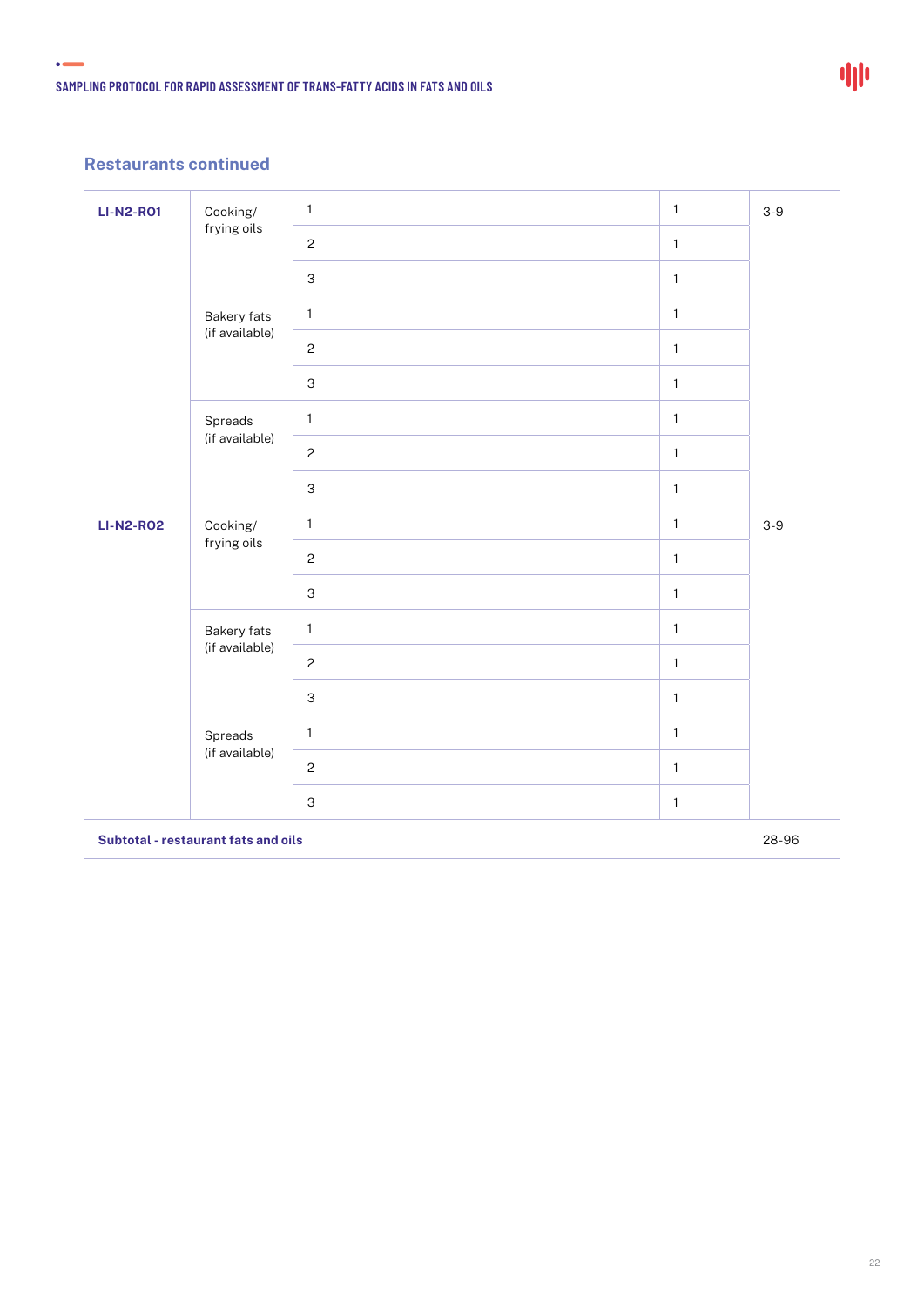## Restaurants continued

| | | | | |
|---|---|---|---|---|
| **LI-N2-RO1** | Cooking/ frying oils | 1 | 1 | 3-9 |
| | | 2 | 1 | |
| | | 3 | 1 | |
| | Bakery fats (if available) | 1 | 1 | |
| | | 2 | 1 | |
| | | 3 | 1 | |
| | Spreads (if available) | 1 | 1 | |
| | | 2 | 1 | |
| | | 3 | 1 | |
| **LI-N2-RO2** | Cooking/ frying oils | 1 | 1 | 3-9 |
| | | 2 | 1 | |
| | | 3 | 1 | |
| | Bakery fats (if available) | 1 | 1 | |
| | | 2 | 1 | |
| | | 3 | 1 | |
| | Spreads (if available) | 1 | 1 | |
| | | 2 | 1 | |
| | | 3 | 1 | |
| **Subtotal - restaurant fats and oils** | | | | 28-96 |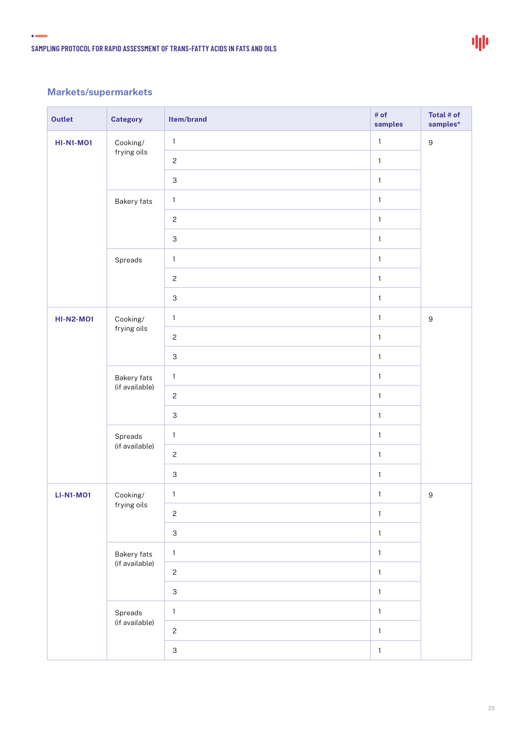## Markets/supermarkets

| Outlet | Category | Item/brand | # of samples | Total # of samples* |
|---|---|---|---|---|
| HI-N1-MO1 | Cooking/ frying oils | 1 | 1 | 9 |
| | | 2 | 1 | |
| | | 3 | 1 | |
| | Bakery fats | 1 | 1 | |
| | | 2 | 1 | |
| | | 3 | 1 | |
| | Spreads | 1 | 1 | |
| | | 2 | 1 | |
| | | 3 | 1 | |
| HI-N2-MO1 | Cooking/ frying oils | 1 | 1 | 9 |
| | | 2 | 1 | |
| | | 3 | 1 | |
| | Bakery fats (if available) | 1 | 1 | |
| | | 2 | 1 | |
| | | 3 | 1 | |
| | Spreads (if available) | 1 | 1 | |
| | | 2 | 1 | |
| | | 3 | 1 | |
| LI-N1-MO1 | Cooking/ frying oils | 1 | 1 | 9 |
| | | 2 | 1 | |
| | | 3 | 1 | |
| | Bakery fats (if available) | 1 | 1 | |
| | | 2 | 1 | |
| | | 3 | 1 | |
| | Spreads (if available) | 1 | 1 | |
| | | 2 | 1 | |
| | | 3 | 1 | |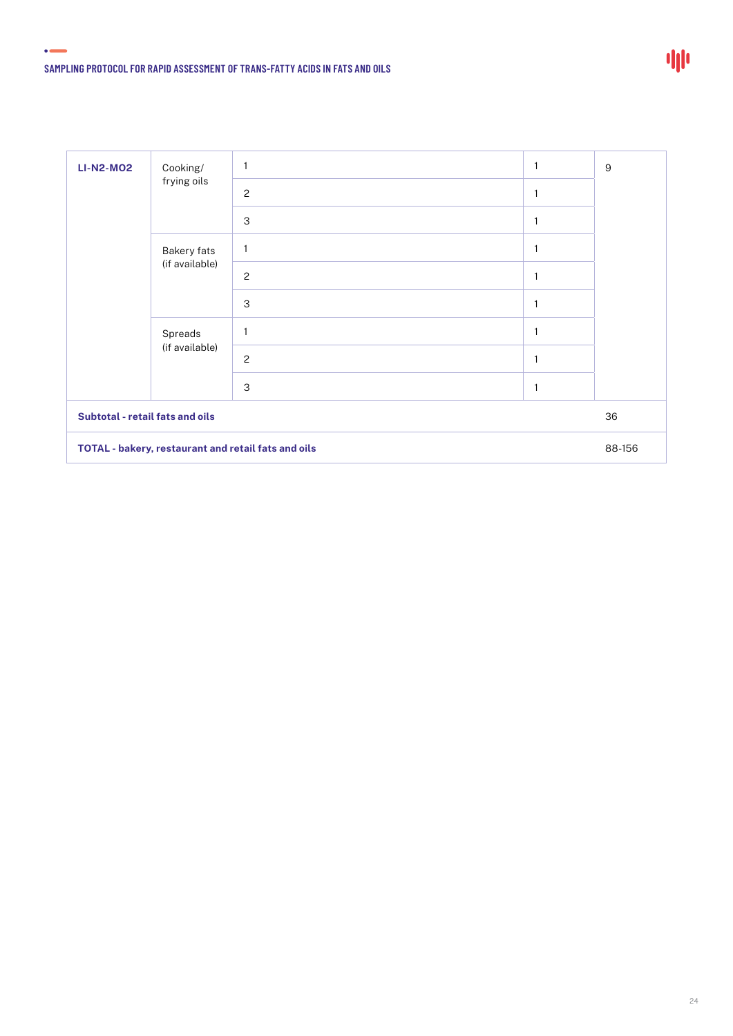| | | | | |
|---|---|---|---|---|
| **LI-N2-MO2** | Cooking/ frying oils | 1 | 1 | 9 |
| | | 2 | 1 | |
| | | 3 | 1 | |
| | Bakery fats (if available) | 1 | 1 | |
| | | 2 | 1 | |
| | | 3 | 1 | |
| | Spreads (if available) | 1 | 1 | |
| | | 2 | 1 | |
| | | 3 | 1 | |
| **Subtotal - retail fats and oils** | | | | 36 |
| **TOTAL - bakery, restaurant and retail fats and oils** | | | | 88-156 |